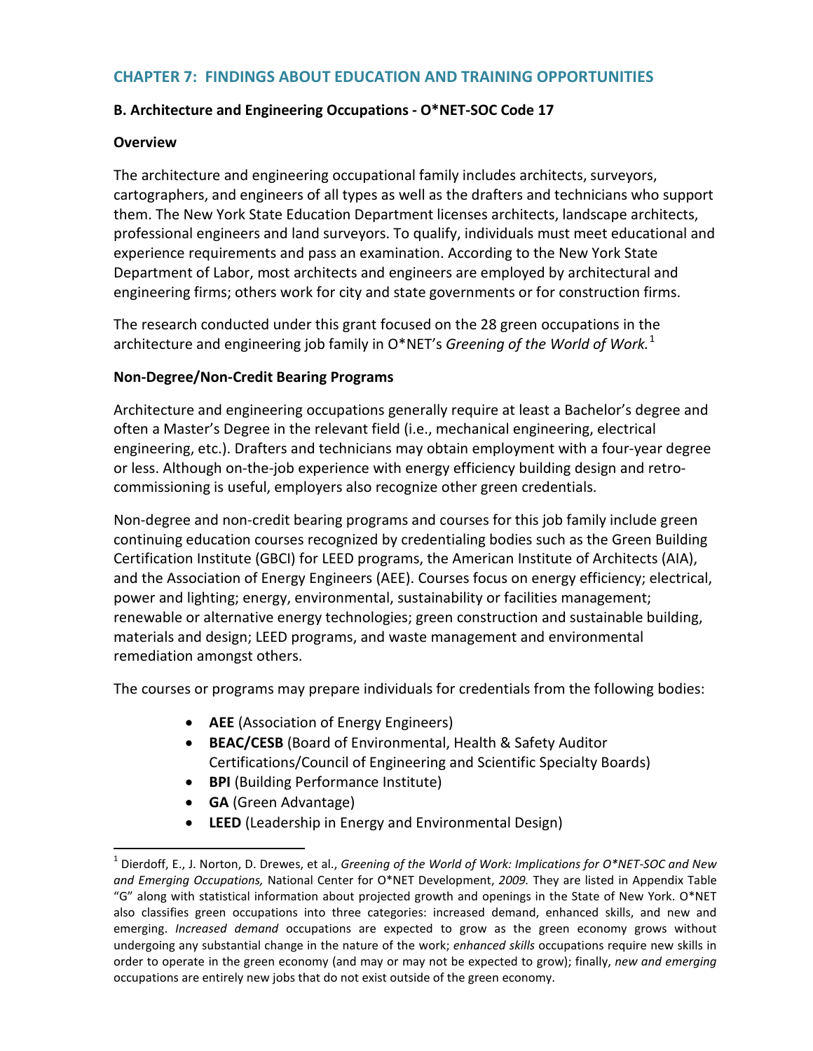## CHAPTER 7: FINDINGS ABOUT EDUCATION AND TRAINING OPPORTUNITIES

### B. Architecture and Engineering Occupations - O*NET-SOC Code 17

#### Overview

The architecture and engineering occupational family includes architects, surveyors, cartographers, and engineers of all types as well as the drafters and technicians who support them. The New York State Education Department licenses architects, landscape architects, professional engineers and land surveyors. To qualify, individuals must meet educational and experience requirements and pass an examination. According to the New York State Department of Labor, most architects and engineers are employed by architectural and engineering firms; others work for city and state governments or for construction firms.

The research conducted under this grant focused on the 28 green occupations in the architecture and engineering job family in O*NET's *Greening of the World of Work.*[1]

#### Non-Degree/Non-Credit Bearing Programs

Architecture and engineering occupations generally require at least a Bachelor's degree and often a Master's Degree in the relevant field (i.e., mechanical engineering, electrical engineering, etc.). Drafters and technicians may obtain employment with a four-year degree or less. Although on-the-job experience with energy efficiency building design and retro-commissioning is useful, employers also recognize other green credentials.

Non-degree and non-credit bearing programs and courses for this job family include green continuing education courses recognized by credentialing bodies such as the Green Building Certification Institute (GBCI) for LEED programs, the American Institute of Architects (AIA), and the Association of Energy Engineers (AEE). Courses focus on energy efficiency; electrical, power and lighting; energy, environmental, sustainability or facilities management; renewable or alternative energy technologies; green construction and sustainable building, materials and design; LEED programs, and waste management and environmental remediation amongst others.

The courses or programs may prepare individuals for credentials from the following bodies:

- **AEE** (Association of Energy Engineers)
- **BEAC/CESB** (Board of Environmental, Health & Safety Auditor Certifications/Council of Engineering and Scientific Specialty Boards)
- **BPI** (Building Performance Institute)
- **GA** (Green Advantage)
- **LEED** (Leadership in Energy and Environmental Design)

---

[1] Dierdoff, E., J. Norton, D. Drewes, et al., *Greening of the World of Work: Implications for O*NET-SOC and New and Emerging Occupations,* National Center for O*NET Development, *2009.* They are listed in Appendix Table "G" along with statistical information about projected growth and openings in the State of New York. O*NET also classifies green occupations into three categories: increased demand, enhanced skills, and new and emerging. *Increased demand* occupations are expected to grow as the green economy grows without undergoing any substantial change in the nature of the work; *enhanced skills* occupations require new skills in order to operate in the green economy (and may or may not be expected to grow); finally, *new and emerging* occupations are entirely new jobs that do not exist outside of the green economy.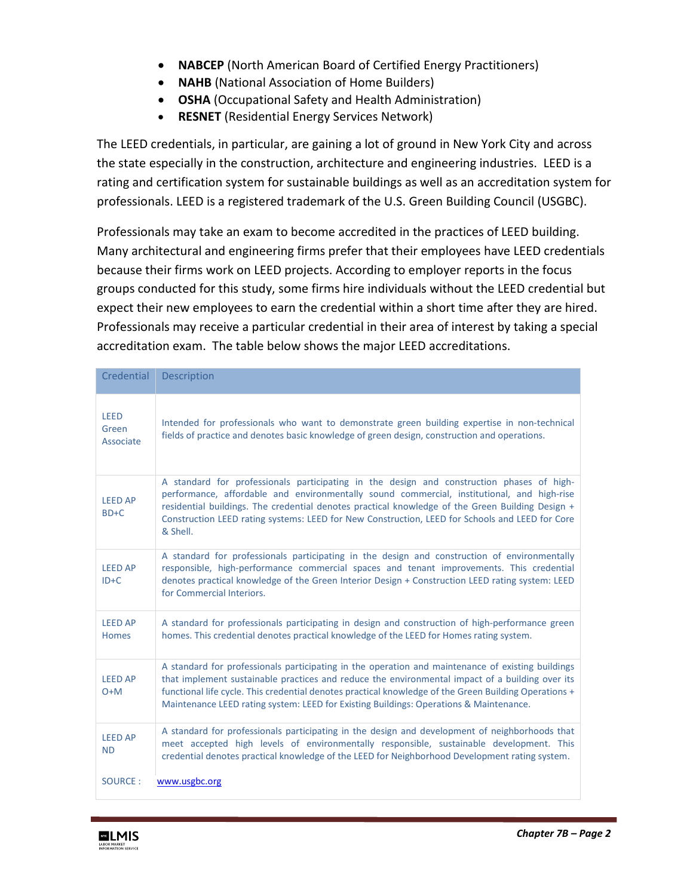- **NABCEP** (North American Board of Certified Energy Practitioners)
- **NAHB** (National Association of Home Builders)
- **OSHA** (Occupational Safety and Health Administration)
- **RESNET** (Residential Energy Services Network)

The LEED credentials, in particular, are gaining a lot of ground in New York City and across the state especially in the construction, architecture and engineering industries. LEED is a rating and certification system for sustainable buildings as well as an accreditation system for professionals. LEED is a registered trademark of the U.S. Green Building Council (USGBC).

Professionals may take an exam to become accredited in the practices of LEED building. Many architectural and engineering firms prefer that their employees have LEED credentials because their firms work on LEED projects. According to employer reports in the focus groups conducted for this study, some firms hire individuals without the LEED credential but expect their new employees to earn the credential within a short time after they are hired. Professionals may receive a particular credential in their area of interest by taking a special accreditation exam. The table below shows the major LEED accreditations.

| Credential | Description |
|---|---|
| LEED Green Associate | Intended for professionals who want to demonstrate green building expertise in non-technical fields of practice and denotes basic knowledge of green design, construction and operations. |
| LEED AP BD+C | A standard for professionals participating in the design and construction phases of high-performance, affordable and environmentally sound commercial, institutional, and high-rise residential buildings. The credential denotes practical knowledge of the Green Building Design + Construction LEED rating systems: LEED for New Construction, LEED for Schools and LEED for Core & Shell. |
| LEED AP ID+C | A standard for professionals participating in the design and construction of environmentally responsible, high-performance commercial spaces and tenant improvements. This credential denotes practical knowledge of the Green Interior Design + Construction LEED rating system: LEED for Commercial Interiors. |
| LEED AP Homes | A standard for professionals participating in design and construction of high-performance green homes. This credential denotes practical knowledge of the LEED for Homes rating system. |
| LEED AP O+M | A standard for professionals participating in the operation and maintenance of existing buildings that implement sustainable practices and reduce the environmental impact of a building over its functional life cycle. This credential denotes practical knowledge of the Green Building Operations + Maintenance LEED rating system: LEED for Existing Buildings: Operations & Maintenance. |
| LEED AP ND | A standard for professionals participating in the design and development of neighborhoods that meet accepted high levels of environmentally responsible, sustainable development. This credential denotes practical knowledge of the LEED for Neighborhood Development rating system. |
| SOURCE : | www.usgbc.org |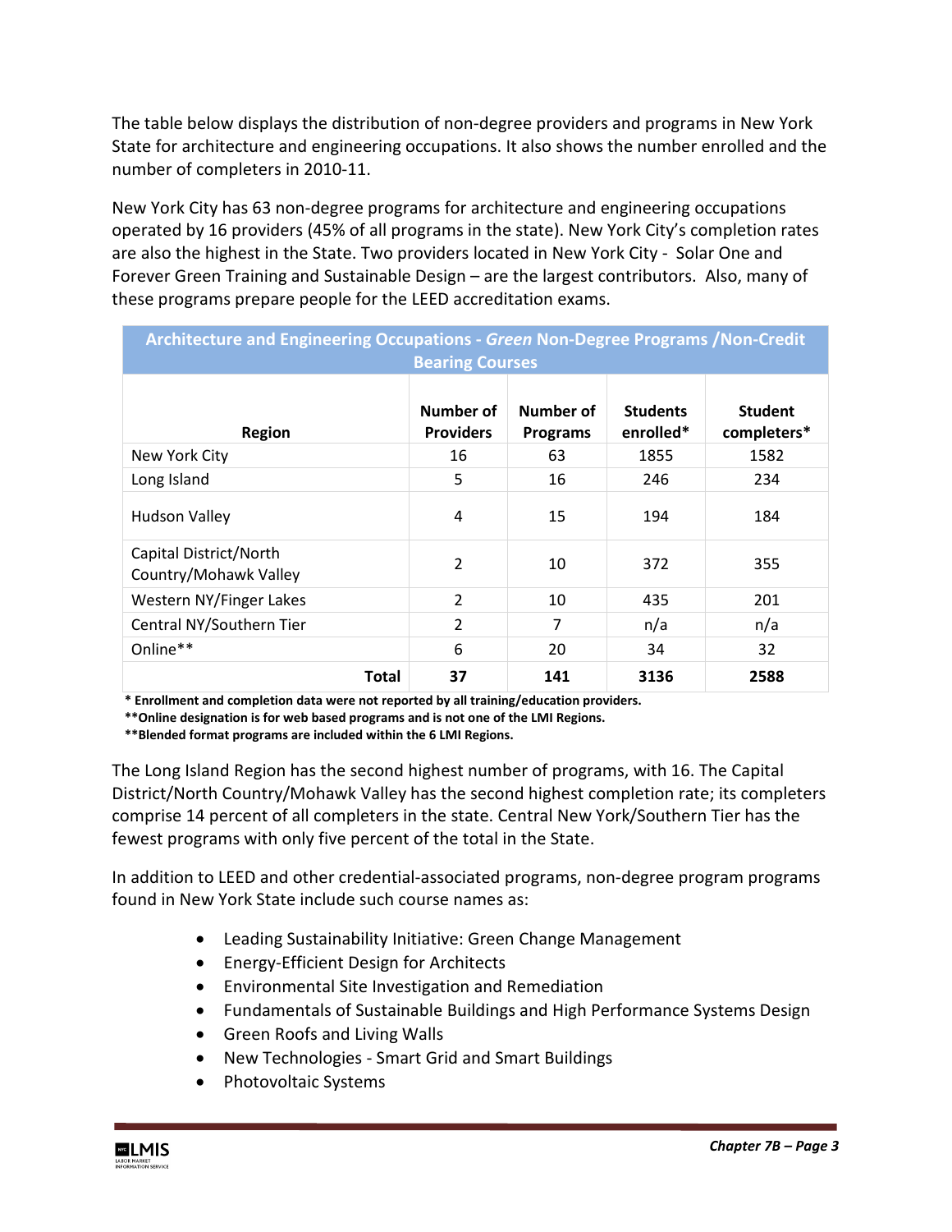The table below displays the distribution of non-degree providers and programs in New York State for architecture and engineering occupations. It also shows the number enrolled and the number of completers in 2010-11.

New York City has 63 non-degree programs for architecture and engineering occupations operated by 16 providers (45% of all programs in the state). New York City's completion rates are also the highest in the State. Two providers located in New York City - Solar One and Forever Green Training and Sustainable Design – are the largest contributors. Also, many of these programs prepare people for the LEED accreditation exams.

| Architecture and Engineering Occupations - *Green* Non-Degree Programs /Non-Credit Bearing Courses | | | | |
|---|---|---|---|---|
| **Region** | **Number of Providers** | **Number of Programs** | **Students enrolled*** | **Student completers*** |
| New York City | 16 | 63 | 1855 | 1582 |
| Long Island | 5 | 16 | 246 | 234 |
| Hudson Valley | 4 | 15 | 194 | 184 |
| Capital District/North Country/Mohawk Valley | 2 | 10 | 372 | 355 |
| Western NY/Finger Lakes | 2 | 10 | 435 | 201 |
| Central NY/Southern Tier | 2 | 7 | n/a | n/a |
| Online** | 6 | 20 | 34 | 32 |
| **Total** | **37** | **141** | **3136** | **2588** |

**\* Enrollment and completion data were not reported by all training/education providers.**
**\*\*Online designation is for web based programs and is not one of the LMI Regions.**
**\*\*Blended format programs are included within the 6 LMI Regions.**

The Long Island Region has the second highest number of programs, with 16. The Capital District/North Country/Mohawk Valley has the second highest completion rate; its completers comprise 14 percent of all completers in the state. Central New York/Southern Tier has the fewest programs with only five percent of the total in the State.

In addition to LEED and other credential-associated programs, non-degree program programs found in New York State include such course names as:

- Leading Sustainability Initiative: Green Change Management
- Energy-Efficient Design for Architects
- Environmental Site Investigation and Remediation
- Fundamentals of Sustainable Buildings and High Performance Systems Design
- Green Roofs and Living Walls
- New Technologies - Smart Grid and Smart Buildings
- Photovoltaic Systems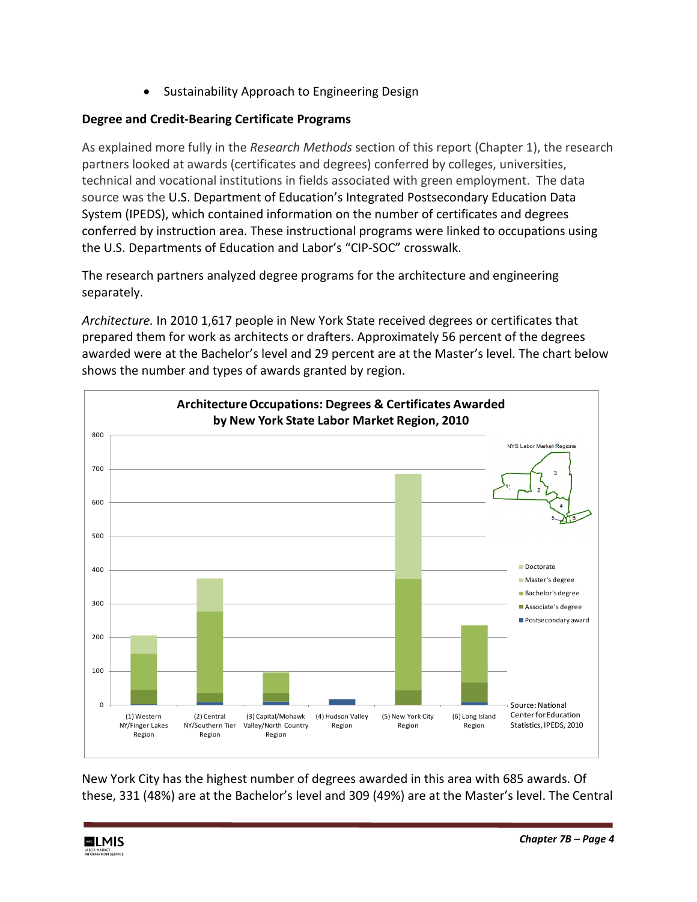- Sustainability Approach to Engineering Design

**Degree and Credit-Bearing Certificate Programs**

As explained more fully in the *Research Methods* section of this report (Chapter 1), the research partners looked at awards (certificates and degrees) conferred by colleges, universities, technical and vocational institutions in fields associated with green employment. The data source was the U.S. Department of Education's Integrated Postsecondary Education Data System (IPEDS), which contained information on the number of certificates and degrees conferred by instruction area. These instructional programs were linked to occupations using the U.S. Departments of Education and Labor's "CIP-SOC" crosswalk.

The research partners analyzed degree programs for the architecture and engineering separately.

*Architecture.* In 2010 1,617 people in New York State received degrees or certificates that prepared them for work as architects or drafters. Approximately 56 percent of the degrees awarded were at the Bachelor's level and 29 percent are at the Master's level. The chart below shows the number and types of awards granted by region.

**Architecture Occupations: Degrees & Certificates Awarded by New York State Labor Market Region, 2010**

Source: National Center for Education Statistics, IPEDS, 2010

New York City has the highest number of degrees awarded in this area with 685 awards. Of these, 331 (48%) are at the Bachelor's level and 309 (49%) are at the Master's level. The Central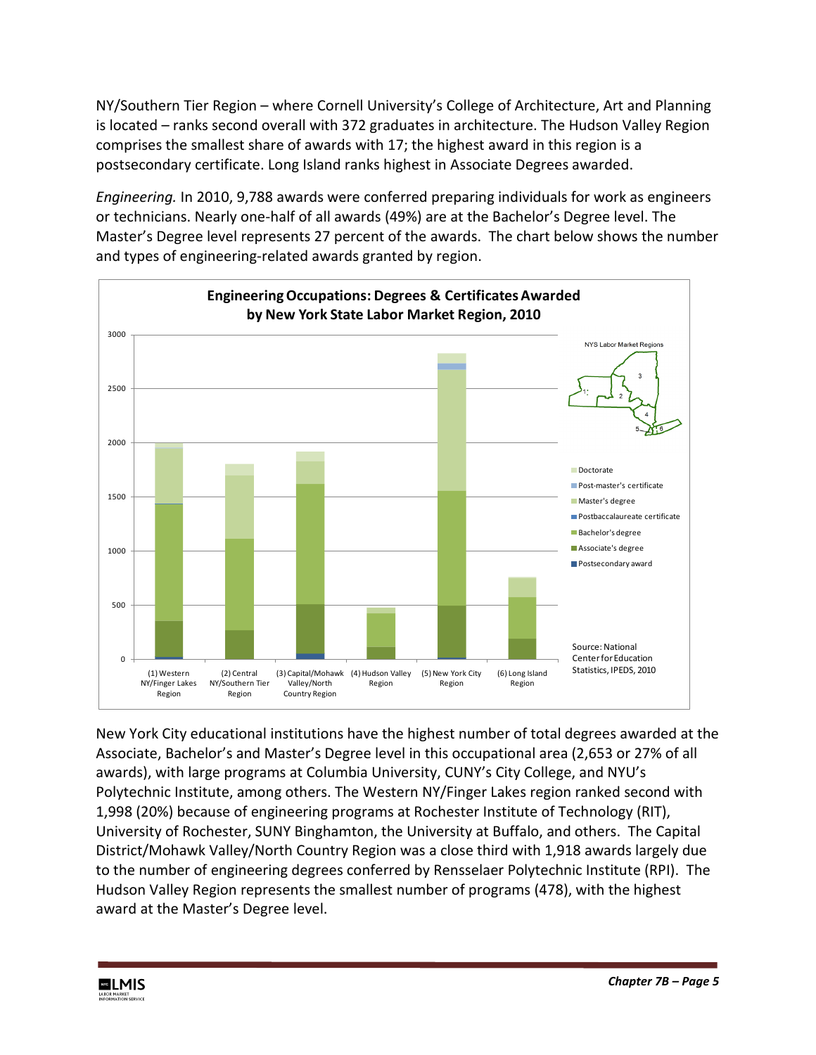NY/Southern Tier Region – where Cornell University's College of Architecture, Art and Planning is located – ranks second overall with 372 graduates in architecture. The Hudson Valley Region comprises the smallest share of awards with 17; the highest award in this region is a postsecondary certificate. Long Island ranks highest in Associate Degrees awarded.

*Engineering.* In 2010, 9,788 awards were conferred preparing individuals for work as engineers or technicians. Nearly one-half of all awards (49%) are at the Bachelor's Degree level. The Master's Degree level represents 27 percent of the awards. The chart below shows the number and types of engineering-related awards granted by region.

**Engineering Occupations: Degrees & Certificates Awarded by New York State Labor Market Region, 2010**

Regions: (1) Western NY/Finger Lakes Region; (2) Central NY/Southern Tier Region; (3) Capital/Mohawk Valley/North Country Region; (4) Hudson Valley Region; (5) New York City Region; (6) Long Island Region

Legend: Doctorate; Post-master's certificate; Master's degree; Postbaccalaureate certificate; Bachelor's degree; Associate's degree; Postsecondary award

NYS Labor Market Regions

Source: National Center for Education Statistics, IPEDS, 2010

New York City educational institutions have the highest number of total degrees awarded at the Associate, Bachelor's and Master's Degree level in this occupational area (2,653 or 27% of all awards), with large programs at Columbia University, CUNY's City College, and NYU's Polytechnic Institute, among others. The Western NY/Finger Lakes region ranked second with 1,998 (20%) because of engineering programs at Rochester Institute of Technology (RIT), University of Rochester, SUNY Binghamton, the University at Buffalo, and others. The Capital District/Mohawk Valley/North Country Region was a close third with 1,918 awards largely due to the number of engineering degrees conferred by Rensselaer Polytechnic Institute (RPI). The Hudson Valley Region represents the smallest number of programs (478), with the highest award at the Master's Degree level.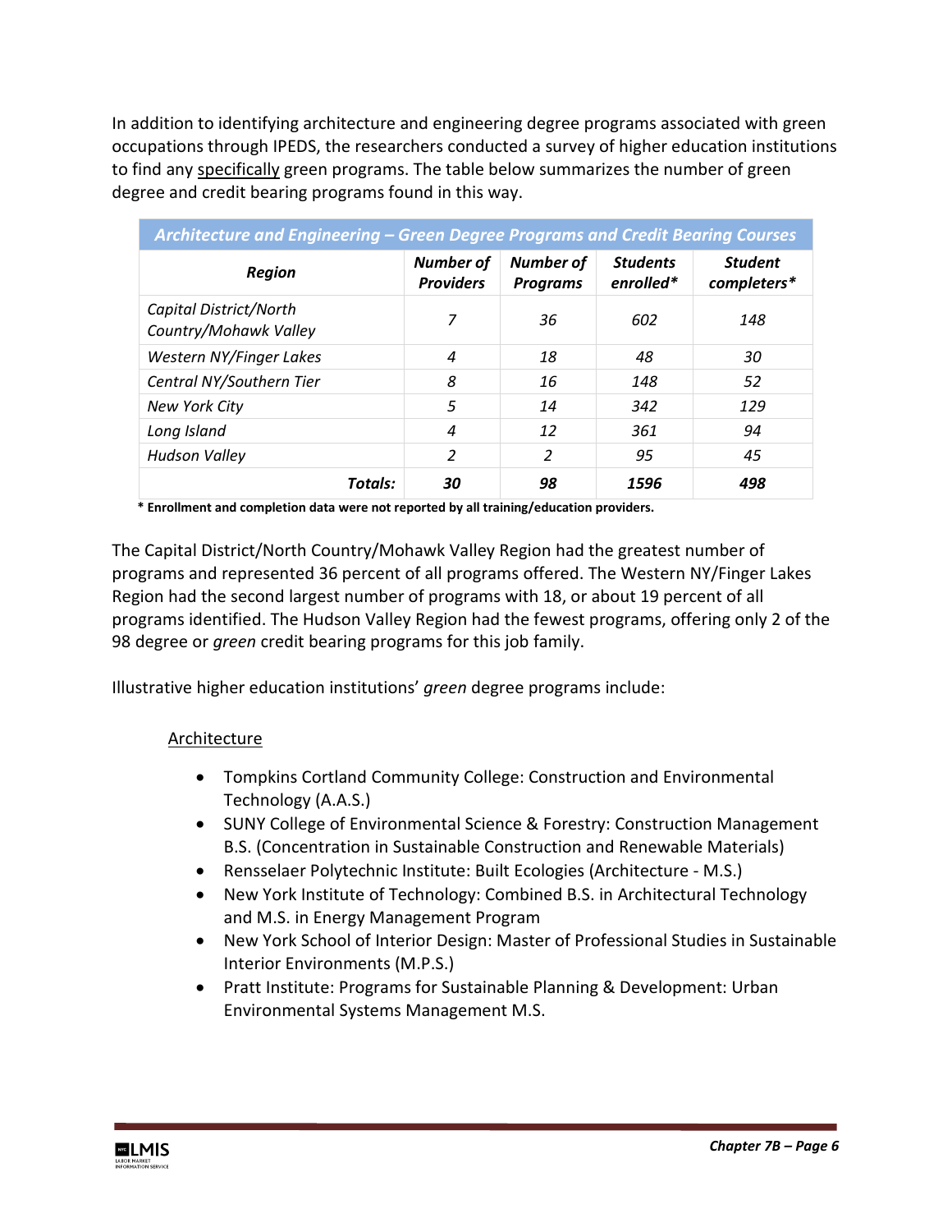In addition to identifying architecture and engineering degree programs associated with green occupations through IPEDS, the researchers conducted a survey of higher education institutions to find any specifically green programs. The table below summarizes the number of green degree and credit bearing programs found in this way.

| ***Architecture and Engineering – Green Degree Programs and Credit Bearing Courses*** | | | | |
|---|---|---|---|---|
| ***Region*** | ***Number of Providers*** | ***Number of Programs*** | ***Students enrolled**** | ***Student completers**** |
| *Capital District/North Country/Mohawk Valley* | *7* | *36* | *602* | *148* |
| *Western NY/Finger Lakes* | *4* | *18* | *48* | *30* |
| *Central NY/Southern Tier* | *8* | *16* | *148* | *52* |
| *New York City* | *5* | *14* | *342* | *129* |
| *Long Island* | *4* | *12* | *361* | *94* |
| *Hudson Valley* | *2* | *2* | *95* | *45* |
| ***Totals:*** | ***30*** | ***98*** | ***1596*** | ***498*** |

**\* Enrollment and completion data were not reported by all training/education providers.**

The Capital District/North Country/Mohawk Valley Region had the greatest number of programs and represented 36 percent of all programs offered. The Western NY/Finger Lakes Region had the second largest number of programs with 18, or about 19 percent of all programs identified. The Hudson Valley Region had the fewest programs, offering only 2 of the 98 degree or *green* credit bearing programs for this job family.

Illustrative higher education institutions' *green* degree programs include:

Architecture

- Tompkins Cortland Community College: Construction and Environmental Technology (A.A.S.)
- SUNY College of Environmental Science & Forestry: Construction Management B.S. (Concentration in Sustainable Construction and Renewable Materials)
- Rensselaer Polytechnic Institute: Built Ecologies (Architecture - M.S.)
- New York Institute of Technology: Combined B.S. in Architectural Technology and M.S. in Energy Management Program
- New York School of Interior Design: Master of Professional Studies in Sustainable Interior Environments (M.P.S.)
- Pratt Institute: Programs for Sustainable Planning & Development: Urban Environmental Systems Management M.S.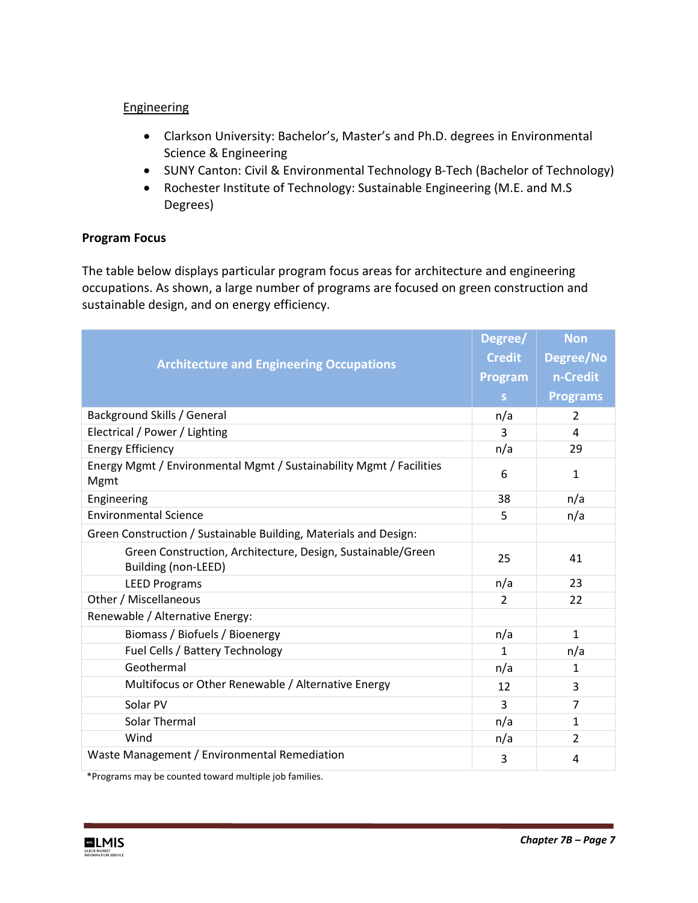Engineering

- Clarkson University: Bachelor's, Master's and Ph.D. degrees in Environmental Science & Engineering
- SUNY Canton: Civil & Environmental Technology B-Tech (Bachelor of Technology)
- Rochester Institute of Technology: Sustainable Engineering (M.E. and M.S Degrees)

**Program Focus**

The table below displays particular program focus areas for architecture and engineering occupations. As shown, a large number of programs are focused on green construction and sustainable design, and on energy efficiency.

| Architecture and Engineering Occupations | Degree/ Credit Programs | Non Degree/Non-Credit Programs |
|---|---|---|
| Background Skills / General | n/a | 2 |
| Electrical / Power / Lighting | 3 | 4 |
| Energy Efficiency | n/a | 29 |
| Energy Mgmt / Environmental Mgmt / Sustainability Mgmt / Facilities Mgmt | 6 | 1 |
| Engineering | 38 | n/a |
| Environmental Science | 5 | n/a |
| Green Construction / Sustainable Building, Materials and Design: | | |
| Green Construction, Architecture, Design, Sustainable/Green Building (non-LEED) | 25 | 41 |
| LEED Programs | n/a | 23 |
| Other / Miscellaneous | 2 | 22 |
| Renewable / Alternative Energy: | | |
| Biomass / Biofuels / Bioenergy | n/a | 1 |
| Fuel Cells / Battery Technology | 1 | n/a |
| Geothermal | n/a | 1 |
| Multifocus or Other Renewable / Alternative Energy | 12 | 3 |
| Solar PV | 3 | 7 |
| Solar Thermal | n/a | 1 |
| Wind | n/a | 2 |
| Waste Management / Environmental Remediation | 3 | 4 |

*Programs may be counted toward multiple job families.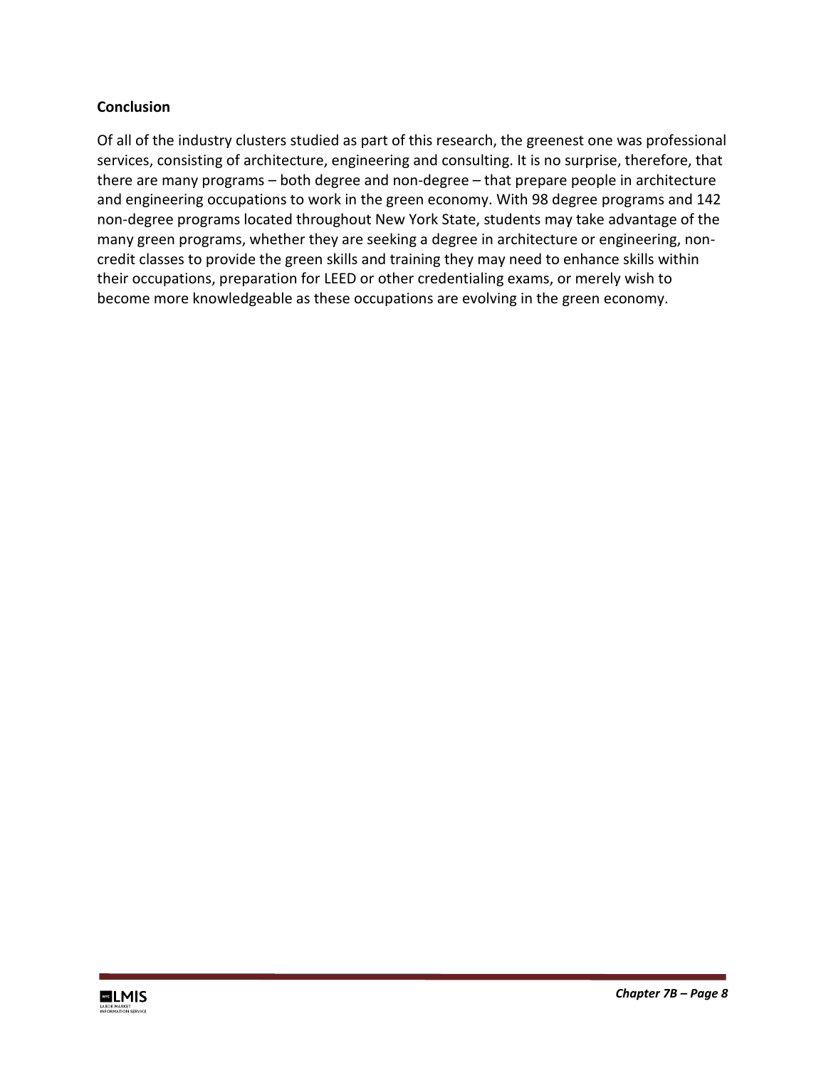**Conclusion**

Of all of the industry clusters studied as part of this research, the greenest one was professional services, consisting of architecture, engineering and consulting. It is no surprise, therefore, that there are many programs – both degree and non-degree – that prepare people in architecture and engineering occupations to work in the green economy. With 98 degree programs and 142 non-degree programs located throughout New York State, students may take advantage of the many green programs, whether they are seeking a degree in architecture or engineering, non-credit classes to provide the green skills and training they may need to enhance skills within their occupations, preparation for LEED or other credentialing exams, or merely wish to become more knowledgeable as these occupations are evolving in the green economy.